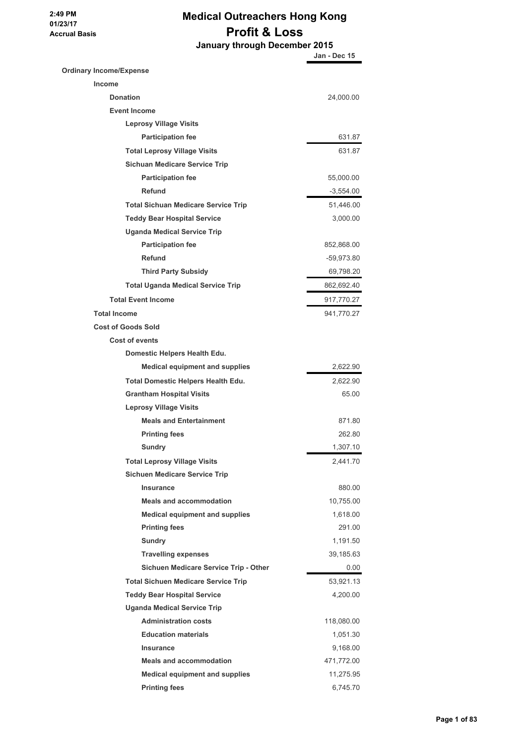2:49 PM
01/23/17
Accrual Basis

# Medical Outreachers Hong Kong
## Profit & Loss
### January through December 2015

| | Jan - Dec 15 |
|---|---|
| **Ordinary Income/Expense** | |
| **Income** | |
| **Donation** | 24,000.00 |
| **Event Income** | |
| **Leprosy Village Visits** | |
| **Participation fee** | 631.87 |
| **Total Leprosy Village Visits** | 631.87 |
| **Sichuan Medicare Service Trip** | |
| **Participation fee** | 55,000.00 |
| **Refund** | -3,554.00 |
| **Total Sichuan Medicare Service Trip** | 51,446.00 |
| **Teddy Bear Hospital Service** | 3,000.00 |
| **Uganda Medical Service Trip** | |
| **Participation fee** | 852,868.00 |
| **Refund** | -59,973.80 |
| **Third Party Subsidy** | 69,798.20 |
| **Total Uganda Medical Service Trip** | 862,692.40 |
| **Total Event Income** | 917,770.27 |
| **Total Income** | 941,770.27 |
| **Cost of Goods Sold** | |
| **Cost of events** | |
| **Domestic Helpers Health Edu.** | |
| **Medical equipment and supplies** | 2,622.90 |
| **Total Domestic Helpers Health Edu.** | 2,622.90 |
| **Grantham Hospital Visits** | 65.00 |
| **Leprosy Village Visits** | |
| **Meals and Entertainment** | 871.80 |
| **Printing fees** | 262.80 |
| **Sundry** | 1,307.10 |
| **Total Leprosy Village Visits** | 2,441.70 |
| **Sichuen Medicare Service Trip** | |
| **Insurance** | 880.00 |
| **Meals and accommodation** | 10,755.00 |
| **Medical equipment and supplies** | 1,618.00 |
| **Printing fees** | 291.00 |
| **Sundry** | 1,191.50 |
| **Travelling expenses** | 39,185.63 |
| **Sichuen Medicare Service Trip - Other** | 0.00 |
| **Total Sichuen Medicare Service Trip** | 53,921.13 |
| **Teddy Bear Hospital Service** | 4,200.00 |
| **Uganda Medical Service Trip** | |
| **Administration costs** | 118,080.00 |
| **Education materials** | 1,051.30 |
| **Insurance** | 9,168.00 |
| **Meals and accommodation** | 471,772.00 |
| **Medical equipment and supplies** | 11,275.95 |
| **Printing fees** | 6,745.70 |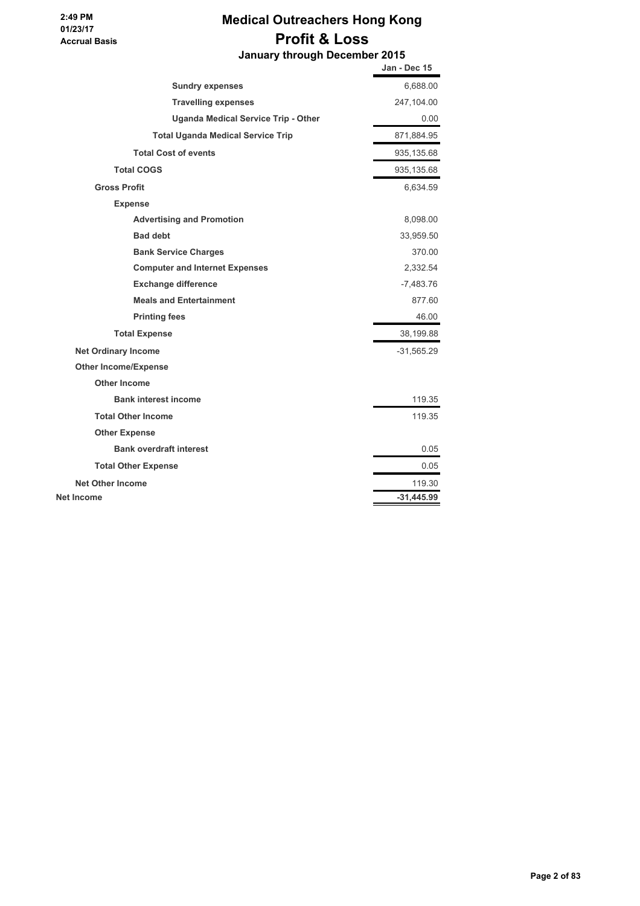**2:49 PM**
**01/23/17**
**Accrual Basis**

# Medical Outreachers Hong Kong

## Profit & Loss

### January through December 2015

| | Jan - Dec 15 |
|---|---|
| **Sundry expenses** | 6,688.00 |
| **Travelling expenses** | 247,104.00 |
| **Uganda Medical Service Trip - Other** | 0.00 |
| **Total Uganda Medical Service Trip** | 871,884.95 |
| **Total Cost of events** | 935,135.68 |
| **Total COGS** | 935,135.68 |
| **Gross Profit** | 6,634.59 |
| **Expense** | |
| **Advertising and Promotion** | 8,098.00 |
| **Bad debt** | 33,959.50 |
| **Bank Service Charges** | 370.00 |
| **Computer and Internet Expenses** | 2,332.54 |
| **Exchange difference** | -7,483.76 |
| **Meals and Entertainment** | 877.60 |
| **Printing fees** | 46.00 |
| **Total Expense** | 38,199.88 |
| **Net Ordinary Income** | -31,565.29 |
| **Other Income/Expense** | |
| **Other Income** | |
| **Bank interest income** | 119.35 |
| **Total Other Income** | 119.35 |
| **Other Expense** | |
| **Bank overdraft interest** | 0.05 |
| **Total Other Expense** | 0.05 |
| **Net Other Income** | 119.30 |
| **Net Income** | **-31,445.99** |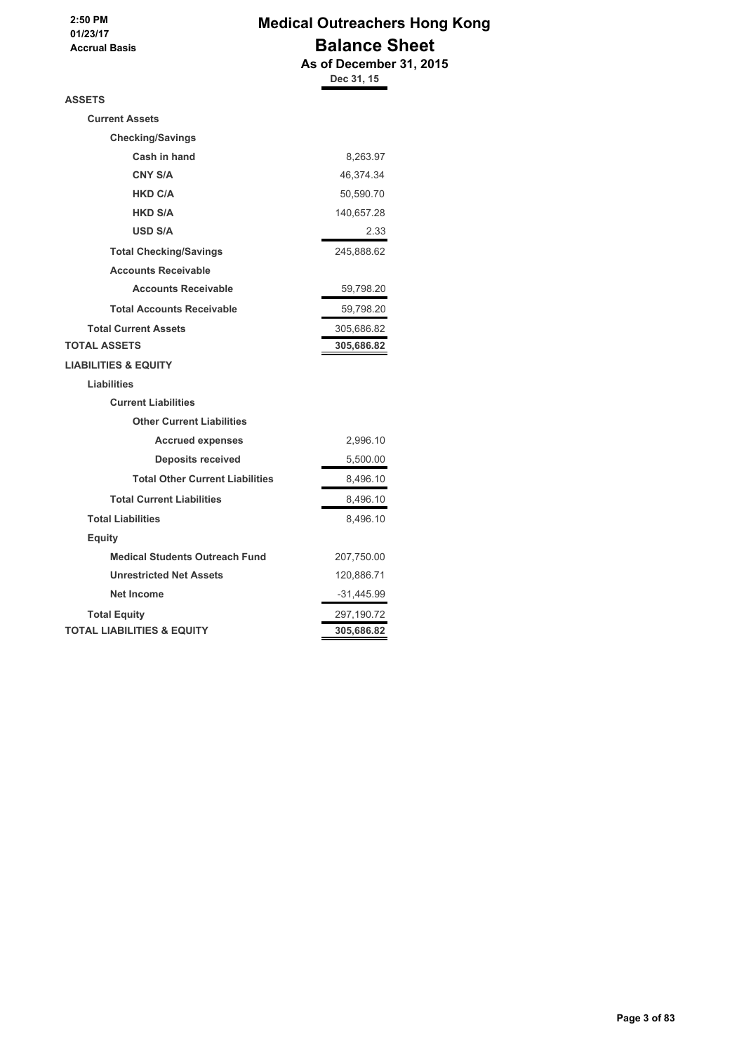2:50 PM
01/23/17
Accrual Basis

# Medical Outreachers Hong Kong
## Balance Sheet
### As of December 31, 2015

| | Dec 31, 15 |
|---|---|
| **ASSETS** | |
| **Current Assets** | |
| **Checking/Savings** | |
| **Cash in hand** | 8,263.97 |
| **CNY S/A** | 46,374.34 |
| **HKD C/A** | 50,590.70 |
| **HKD S/A** | 140,657.28 |
| **USD S/A** | 2.33 |
| **Total Checking/Savings** | 245,888.62 |
| **Accounts Receivable** | |
| **Accounts Receivable** | 59,798.20 |
| **Total Accounts Receivable** | 59,798.20 |
| **Total Current Assets** | 305,686.82 |
| **TOTAL ASSETS** | **305,686.82** |
| **LIABILITIES & EQUITY** | |
| **Liabilities** | |
| **Current Liabilities** | |
| **Other Current Liabilities** | |
| **Accrued expenses** | 2,996.10 |
| **Deposits received** | 5,500.00 |
| **Total Other Current Liabilities** | 8,496.10 |
| **Total Current Liabilities** | 8,496.10 |
| **Total Liabilities** | 8,496.10 |
| **Equity** | |
| **Medical Students Outreach Fund** | 207,750.00 |
| **Unrestricted Net Assets** | 120,886.71 |
| **Net Income** | -31,445.99 |
| **Total Equity** | 297,190.72 |
| **TOTAL LIABILITIES & EQUITY** | **305,686.82** |